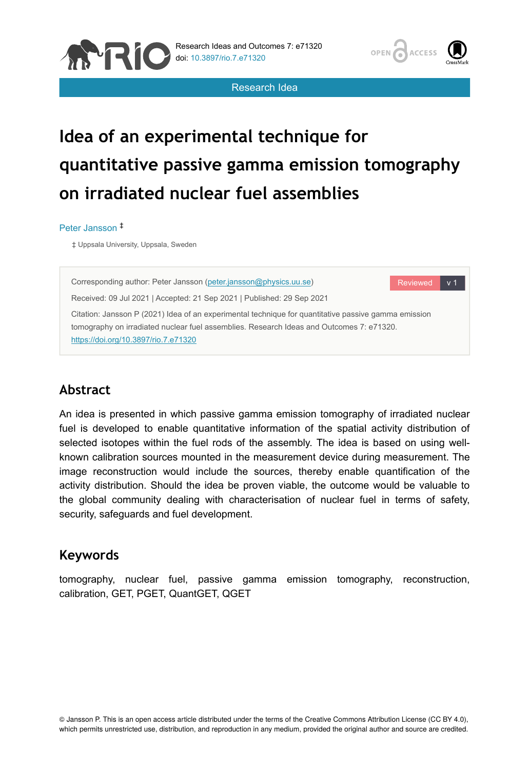Research Idea

# Idea of an experimental technique for quantitative passive gamma emission tomography on irradiated nuclear fuel assemblies

Peter Jansson ‡

‡ Uppsala University, Uppsala, Sweden

Corresponding author: Peter Jansson (peter.jansson@physics.uu.se)

Received: 09 Jul 2021 | Accepted: 21 Sep 2021 | Published: 29 Sep 2021

Citation: Jansson P (2021) Idea of an experimental technique for quantitative passive gamma emission tomography on irradiated nuclear fuel assemblies. Research Ideas and Outcomes 7: e71320. https://doi.org/10.3897/rio.7.e71320

## Abstract

An idea is presented in which passive gamma emission tomography of irradiated nuclear fuel is developed to enable quantitative information of the spatial activity distribution of selected isotopes within the fuel rods of the assembly. The idea is based on using well-known calibration sources mounted in the measurement device during measurement. The image reconstruction would include the sources, thereby enable quantification of the activity distribution. Should the idea be proven viable, the outcome would be valuable to the global community dealing with characterisation of nuclear fuel in terms of safety, security, safeguards and fuel development.

## Keywords

tomography, nuclear fuel, passive gamma emission tomography, reconstruction, calibration, GET, PGET, QuantGET, QGET

© Jansson P. This is an open access article distributed under the terms of the Creative Commons Attribution License (CC BY 4.0), which permits unrestricted use, distribution, and reproduction in any medium, provided the original author and source are credited.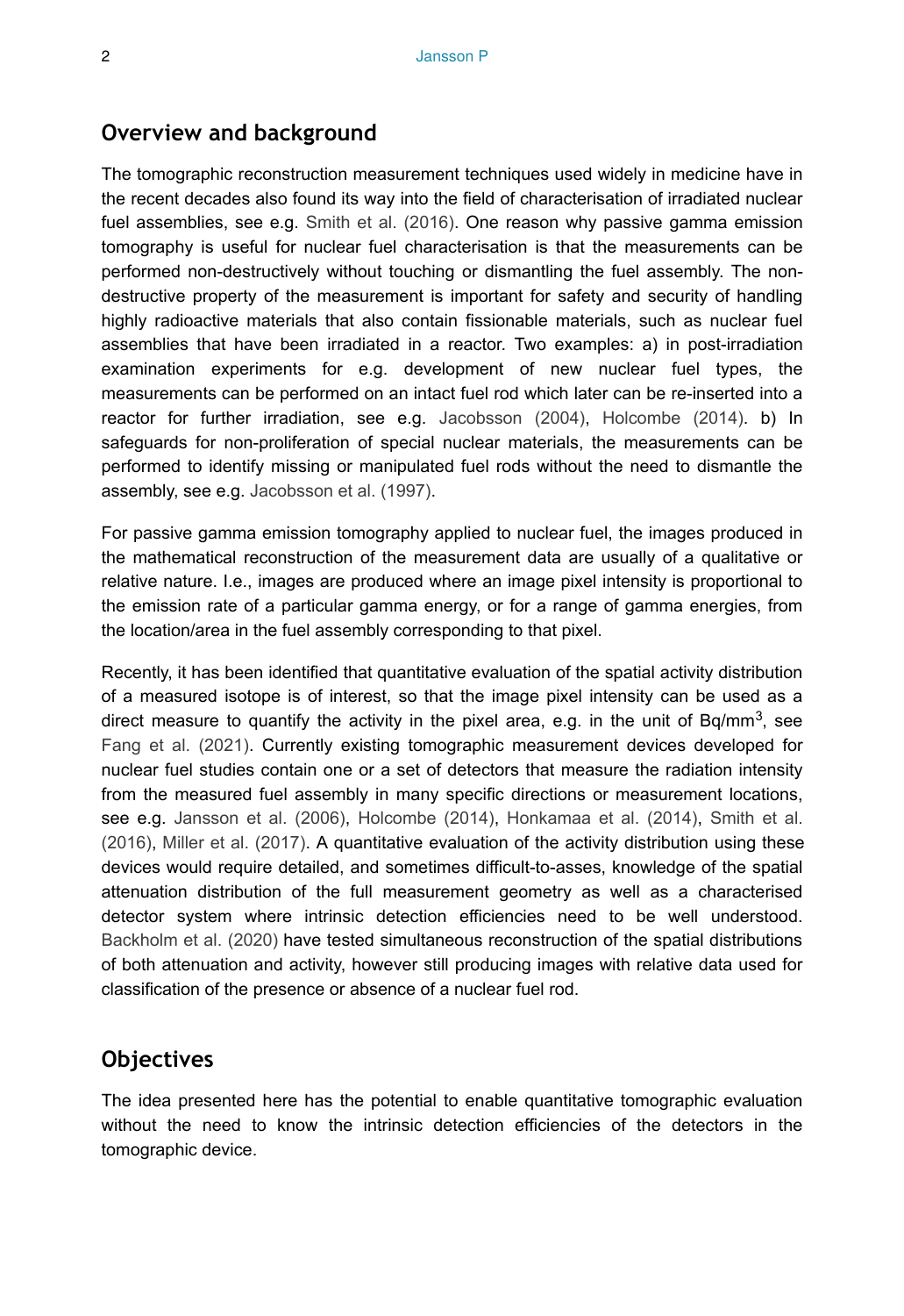## Overview and background

The tomographic reconstruction measurement techniques used widely in medicine have in the recent decades also found its way into the field of characterisation of irradiated nuclear fuel assemblies, see e.g. Smith et al. (2016). One reason why passive gamma emission tomography is useful for nuclear fuel characterisation is that the measurements can be performed non-destructively without touching or dismantling the fuel assembly. The non-destructive property of the measurement is important for safety and security of handling highly radioactive materials that also contain fissionable materials, such as nuclear fuel assemblies that have been irradiated in a reactor. Two examples: a) in post-irradiation examination experiments for e.g. development of new nuclear fuel types, the measurements can be performed on an intact fuel rod which later can be re-inserted into a reactor for further irradiation, see e.g. Jacobsson (2004), Holcombe (2014). b) In safeguards for non-proliferation of special nuclear materials, the measurements can be performed to identify missing or manipulated fuel rods without the need to dismantle the assembly, see e.g. Jacobsson et al. (1997).

For passive gamma emission tomography applied to nuclear fuel, the images produced in the mathematical reconstruction of the measurement data are usually of a qualitative or relative nature. I.e., images are produced where an image pixel intensity is proportional to the emission rate of a particular gamma energy, or for a range of gamma energies, from the location/area in the fuel assembly corresponding to that pixel.

Recently, it has been identified that quantitative evaluation of the spatial activity distribution of a measured isotope is of interest, so that the image pixel intensity can be used as a direct measure to quantify the activity in the pixel area, e.g. in the unit of Bq/mm$^3$, see Fang et al. (2021). Currently existing tomographic measurement devices developed for nuclear fuel studies contain one or a set of detectors that measure the radiation intensity from the measured fuel assembly in many specific directions or measurement locations, see e.g. Jansson et al. (2006), Holcombe (2014), Honkamaa et al. (2014), Smith et al. (2016), Miller et al. (2017). A quantitative evaluation of the activity distribution using these devices would require detailed, and sometimes difficult-to-asses, knowledge of the spatial attenuation distribution of the full measurement geometry as well as a characterised detector system where intrinsic detection efficiencies need to be well understood. Backholm et al. (2020) have tested simultaneous reconstruction of the spatial distributions of both attenuation and activity, however still producing images with relative data used for classification of the presence or absence of a nuclear fuel rod.

## Objectives

The idea presented here has the potential to enable quantitative tomographic evaluation without the need to know the intrinsic detection efficiencies of the detectors in the tomographic device.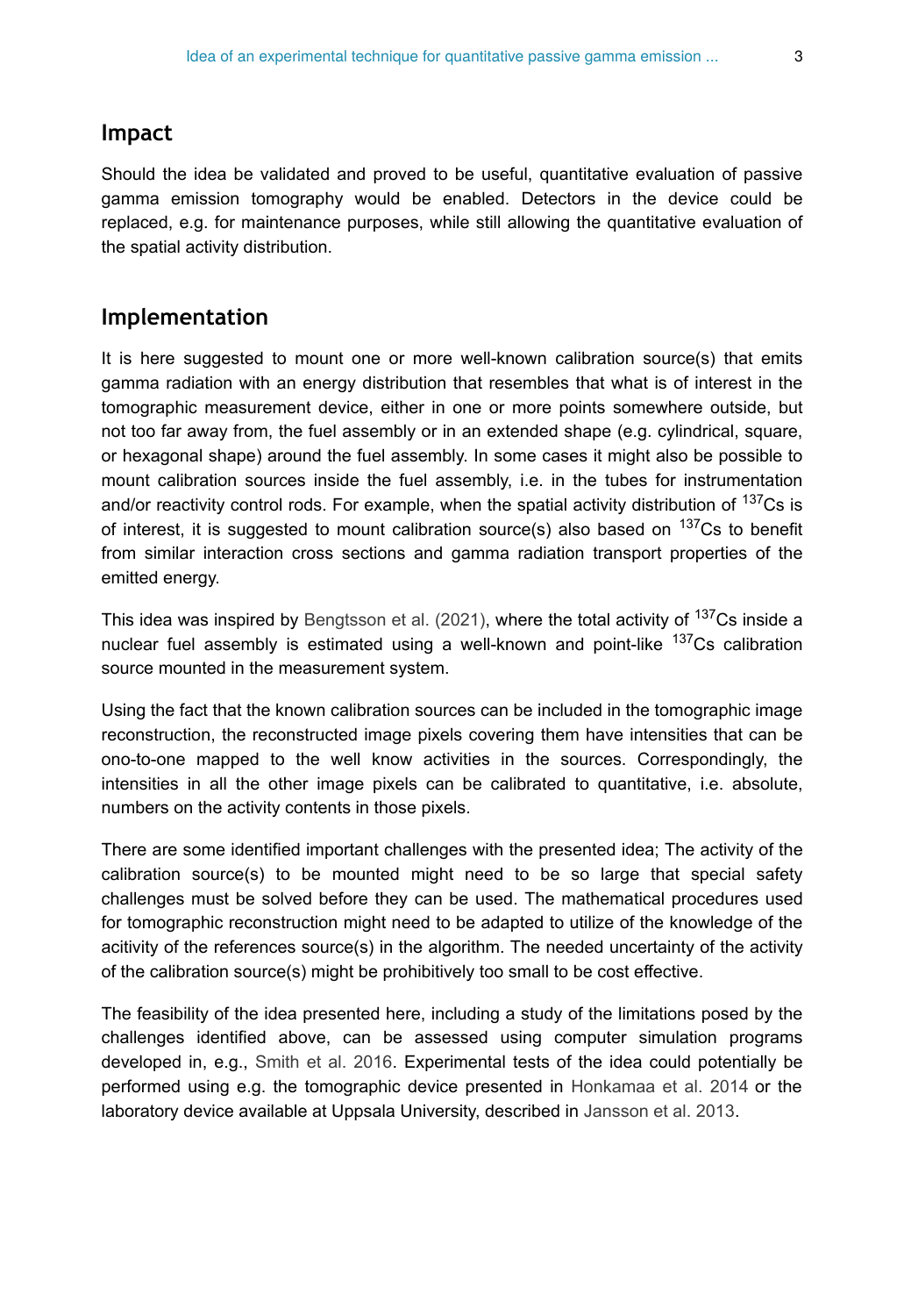## Impact

Should the idea be validated and proved to be useful, quantitative evaluation of passive gamma emission tomography would be enabled. Detectors in the device could be replaced, e.g. for maintenance purposes, while still allowing the quantitative evaluation of the spatial activity distribution.

## Implementation

It is here suggested to mount one or more well-known calibration source(s) that emits gamma radiation with an energy distribution that resembles that what is of interest in the tomographic measurement device, either in one or more points somewhere outside, but not too far away from, the fuel assembly or in an extended shape (e.g. cylindrical, square, or hexagonal shape) around the fuel assembly. In some cases it might also be possible to mount calibration sources inside the fuel assembly, i.e. in the tubes for instrumentation and/or reactivity control rods. For example, when the spatial activity distribution of $^{137}$Cs is of interest, it is suggested to mount calibration source(s) also based on $^{137}$Cs to benefit from similar interaction cross sections and gamma radiation transport properties of the emitted energy.

This idea was inspired by Bengtsson et al. (2021), where the total activity of $^{137}$Cs inside a nuclear fuel assembly is estimated using a well-known and point-like $^{137}$Cs calibration source mounted in the measurement system.

Using the fact that the known calibration sources can be included in the tomographic image reconstruction, the reconstructed image pixels covering them have intensities that can be ono-to-one mapped to the well know activities in the sources. Correspondingly, the intensities in all the other image pixels can be calibrated to quantitative, i.e. absolute, numbers on the activity contents in those pixels.

There are some identified important challenges with the presented idea; The activity of the calibration source(s) to be mounted might need to be so large that special safety challenges must be solved before they can be used. The mathematical procedures used for tomographic reconstruction might need to be adapted to utilize of the knowledge of the acitivity of the references source(s) in the algorithm. The needed uncertainty of the activity of the calibration source(s) might be prohibitively too small to be cost effective.

The feasibility of the idea presented here, including a study of the limitations posed by the challenges identified above, can be assessed using computer simulation programs developed in, e.g., Smith et al. 2016. Experimental tests of the idea could potentially be performed using e.g. the tomographic device presented in Honkamaa et al. 2014 or the laboratory device available at Uppsala University, described in Jansson et al. 2013.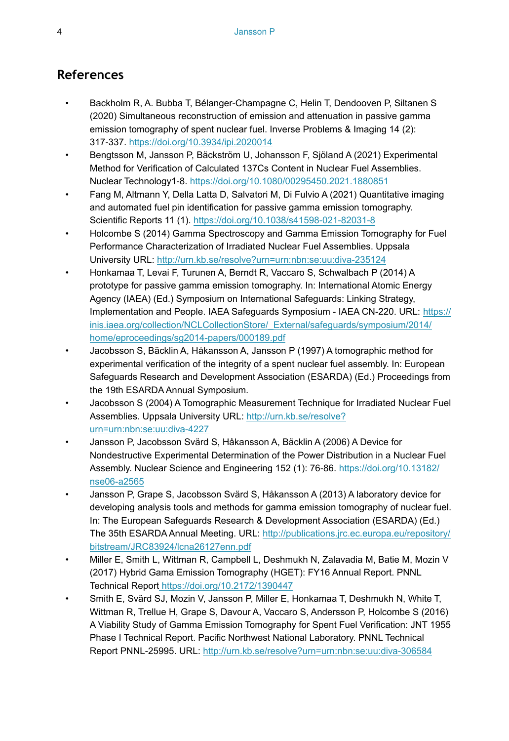## References

- Backholm R, A. Bubba T, Bélanger-Champagne C, Helin T, Dendooven P, Siltanen S (2020) Simultaneous reconstruction of emission and attenuation in passive gamma emission tomography of spent nuclear fuel. Inverse Problems & Imaging 14 (2): 317-337. https://doi.org/10.3934/ipi.2020014
- Bengtsson M, Jansson P, Bäckström U, Johansson F, Sjöland A (2021) Experimental Method for Verification of Calculated 137Cs Content in Nuclear Fuel Assemblies. Nuclear Technology1-8. https://doi.org/10.1080/00295450.2021.1880851
- Fang M, Altmann Y, Della Latta D, Salvatori M, Di Fulvio A (2021) Quantitative imaging and automated fuel pin identification for passive gamma emission tomography. Scientific Reports 11 (1). https://doi.org/10.1038/s41598-021-82031-8
- Holcombe S (2014) Gamma Spectroscopy and Gamma Emission Tomography for Fuel Performance Characterization of Irradiated Nuclear Fuel Assemblies. Uppsala University URL: http://urn.kb.se/resolve?urn=urn:nbn:se:uu:diva-235124
- Honkamaa T, Levai F, Turunen A, Berndt R, Vaccaro S, Schwalbach P (2014) A prototype for passive gamma emission tomography. In: International Atomic Energy Agency (IAEA) (Ed.) Symposium on International Safeguards: Linking Strategy, Implementation and People. IAEA Safeguards Symposium - IAEA CN-220. URL: https://inis.iaea.org/collection/NCLCollectionStore/_External/safeguards/symposium/2014/home/eproceedings/sg2014-papers/000189.pdf
- Jacobsson S, Bäcklin A, Håkansson A, Jansson P (1997) A tomographic method for experimental verification of the integrity of a spent nuclear fuel assembly. In: European Safeguards Research and Development Association (ESARDA) (Ed.) Proceedings from the 19th ESARDA Annual Symposium.
- Jacobsson S (2004) A Tomographic Measurement Technique for Irradiated Nuclear Fuel Assemblies. Uppsala University URL: http://urn.kb.se/resolve?urn=urn:nbn:se:uu:diva-4227
- Jansson P, Jacobsson Svärd S, Håkansson A, Bäcklin A (2006) A Device for Nondestructive Experimental Determination of the Power Distribution in a Nuclear Fuel Assembly. Nuclear Science and Engineering 152 (1): 76-86. https://doi.org/10.13182/nse06-a2565
- Jansson P, Grape S, Jacobsson Svärd S, Håkansson A (2013) A laboratory device for developing analysis tools and methods for gamma emission tomography of nuclear fuel. In: The European Safeguards Research & Development Association (ESARDA) (Ed.) The 35th ESARDA Annual Meeting. URL: http://publications.jrc.ec.europa.eu/repository/bitstream/JRC83924/lcna26127enn.pdf
- Miller E, Smith L, Wittman R, Campbell L, Deshmukh N, Zalavadia M, Batie M, Mozin V (2017) Hybrid Gama Emission Tomography (HGET): FY16 Annual Report. PNNL Technical Report https://doi.org/10.2172/1390447
- Smith E, Svärd SJ, Mozin V, Jansson P, Miller E, Honkamaa T, Deshmukh N, White T, Wittman R, Trellue H, Grape S, Davour A, Vaccaro S, Andersson P, Holcombe S (2016) A Viability Study of Gamma Emission Tomography for Spent Fuel Verification: JNT 1955 Phase I Technical Report. Pacific Northwest National Laboratory. PNNL Technical Report PNNL-25995. URL: http://urn.kb.se/resolve?urn=urn:nbn:se:uu:diva-306584